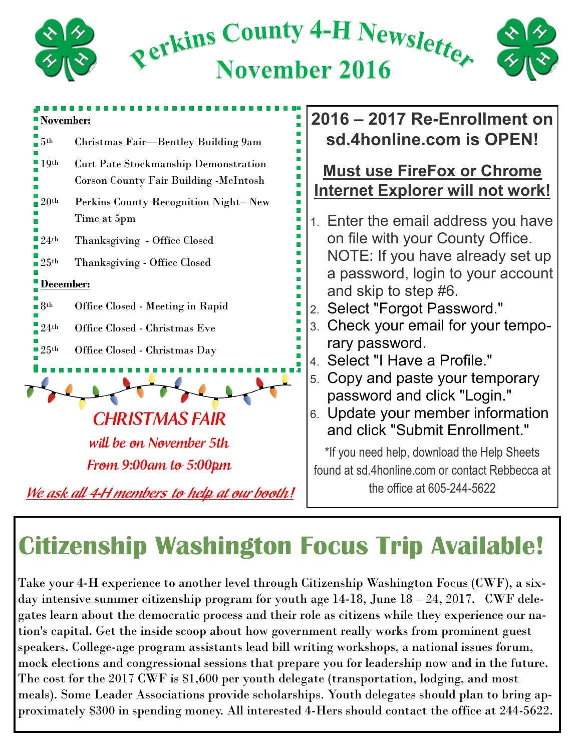# Perkins County 4-H Newsletter
## November 2016

**November:**

| | |
|---|---|
| 5th | Christmas Fair—Bentley Building 9am |
| 19th | Curt Pate Stockmanship Demonstration Corson County Fair Building -McIntosh |
| 20th | Perkins County Recognition Night– New Time at 5pm |
| 24th | Thanksgiving - Office Closed |
| 25th | Thanksgiving - Office Closed |

**December:**

| | |
|---|---|
| 8th | Office Closed - Meeting in Rapid |
| 24th | Office Closed - Christmas Eve |
| 25th | Office Closed - Christmas Day |

*CHRISTMAS FAIR*

*will be on November 5th*

*From 9:00am to 5:00pm*

*We ask all 4-H members to help at our booth!*

## 2016 – 2017 Re-Enrollment on sd.4honline.com is OPEN!

**Must use FireFox or Chrome Internet Explorer will not work!**

1. Enter the email address you have on file with your County Office. NOTE: If you have already set up a password, login to your account and skip to step #6.
2. Select "Forgot Password."
3. Check your email for your temporary password.
4. Select "I Have a Profile."
5. Copy and paste your temporary password and click "Login."
6. Update your member information and click "Submit Enrollment."

*If you need help, download the Help Sheets found at sd.4honline.com or contact Rebbecca at the office at 605-244-5622

## Citizenship Washington Focus Trip Available!

Take your 4-H experience to another level through Citizenship Washington Focus (CWF), a six-day intensive summer citizenship program for youth age 14-18, June 18 – 24, 2017. CWF delegates learn about the democratic process and their role as citizens while they experience our nation's capital. Get the inside scoop about how government really works from prominent guest speakers. College-age program assistants lead bill writing workshops, a national issues forum, mock elections and congressional sessions that prepare you for leadership now and in the future. The cost for the 2017 CWF is $1,600 per youth delegate (transportation, lodging, and most meals). Some Leader Associations provide scholarships. Youth delegates should plan to bring approximately $300 in spending money. All interested 4-Hers should contact the office at 244-5622.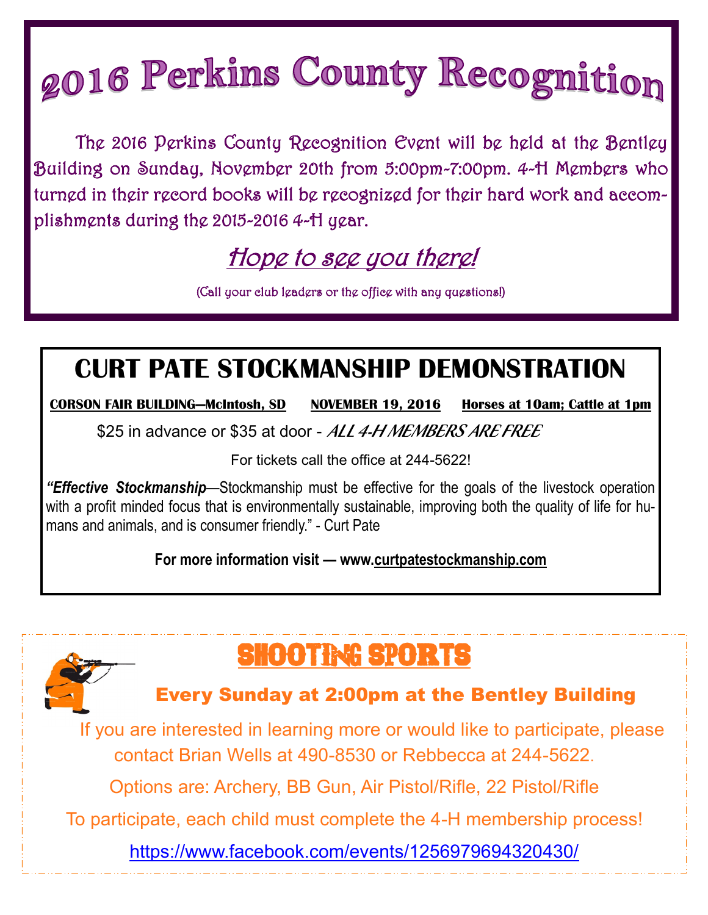# 2016 Perkins County Recognition

The 2016 Perkins County Recognition Event will be held at the Bentley Building on Sunday, November 20th from 5:00pm-7:00pm. 4-H Members who turned in their record books will be recognized for their hard work and accomplishments during the 2015-2016 4-H year.

*Hope to see you there!*

(Call your club leaders or the office with any questions!)

# CURT PATE STOCKMANSHIP DEMONSTRATION

**CORSON FAIR BUILDING—McIntosh, SD** **NOVEMBER 19, 2016** **Horses at 10am; Cattle at 1pm**

$25 in advance or $35 at door - *ALL 4-H MEMBERS ARE FREE*

For tickets call the office at 244-5622!

***"Effective Stockmanship***—Stockmanship must be effective for the goals of the livestock operation with a profit minded focus that is environmentally sustainable, improving both the quality of life for humans and animals, and is consumer friendly." - Curt Pate

**For more information visit — www.curtpatestockmanship.com**

# SHOOTING SPORTS

## Every Sunday at 2:00pm at the Bentley Building

If you are interested in learning more or would like to participate, please contact Brian Wells at 490-8530 or Rebbecca at 244-5622.

Options are: Archery, BB Gun, Air Pistol/Rifle, 22 Pistol/Rifle

To participate, each child must complete the 4-H membership process!

https://www.facebook.com/events/1256979694320430/